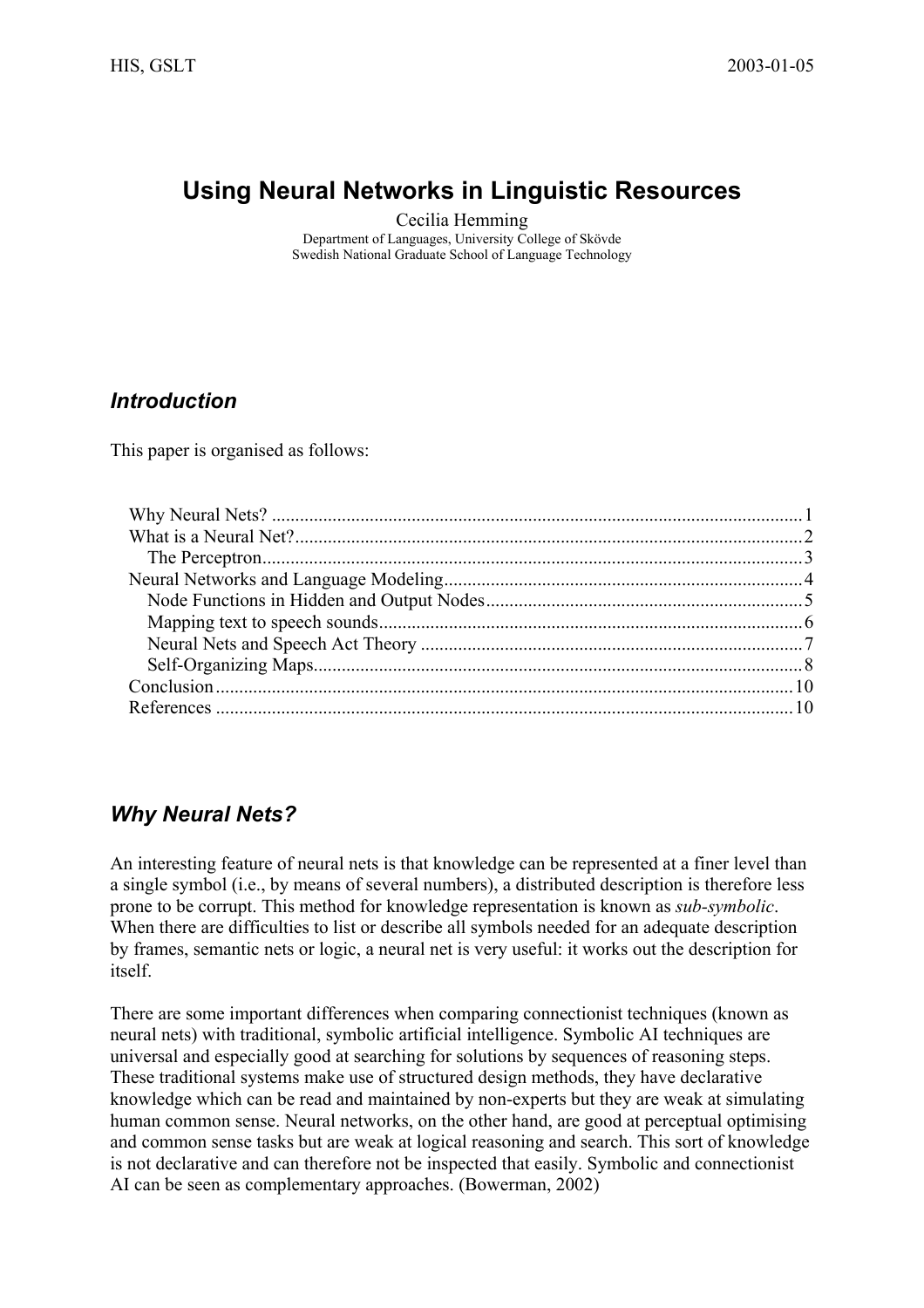# Using Neural Networks in Linguistic Resources

Cecilia Hemming

Department of Languages, University College of Skövde

Swedish National Graduate School of Language Technology

## *Introduction*

This paper is organised as follows:

- Why Neural Nets? ..... 1
- What is a Neural Net? ..... 2
  - The Perceptron ..... 3
- Neural Networks and Language Modeling ..... 4
  - Node Functions in Hidden and Output Nodes ..... 5
  - Mapping text to speech sounds ..... 6
  - Neural Nets and Speech Act Theory ..... 7
  - Self-Organizing Maps ..... 8
- Conclusion ..... 10
- References ..... 10

## *Why Neural Nets?*

An interesting feature of neural nets is that knowledge can be represented at a finer level than a single symbol (i.e., by means of several numbers), a distributed description is therefore less prone to be corrupt. This method for knowledge representation is known as *sub-symbolic*. When there are difficulties to list or describe all symbols needed for an adequate description by frames, semantic nets or logic, a neural net is very useful: it works out the description for itself.

There are some important differences when comparing connectionist techniques (known as neural nets) with traditional, symbolic artificial intelligence. Symbolic AI techniques are universal and especially good at searching for solutions by sequences of reasoning steps. These traditional systems make use of structured design methods, they have declarative knowledge which can be read and maintained by non-experts but they are weak at simulating human common sense. Neural networks, on the other hand, are good at perceptual optimising and common sense tasks but are weak at logical reasoning and search. This sort of knowledge is not declarative and can therefore not be inspected that easily. Symbolic and connectionist AI can be seen as complementary approaches. (Bowerman, 2002)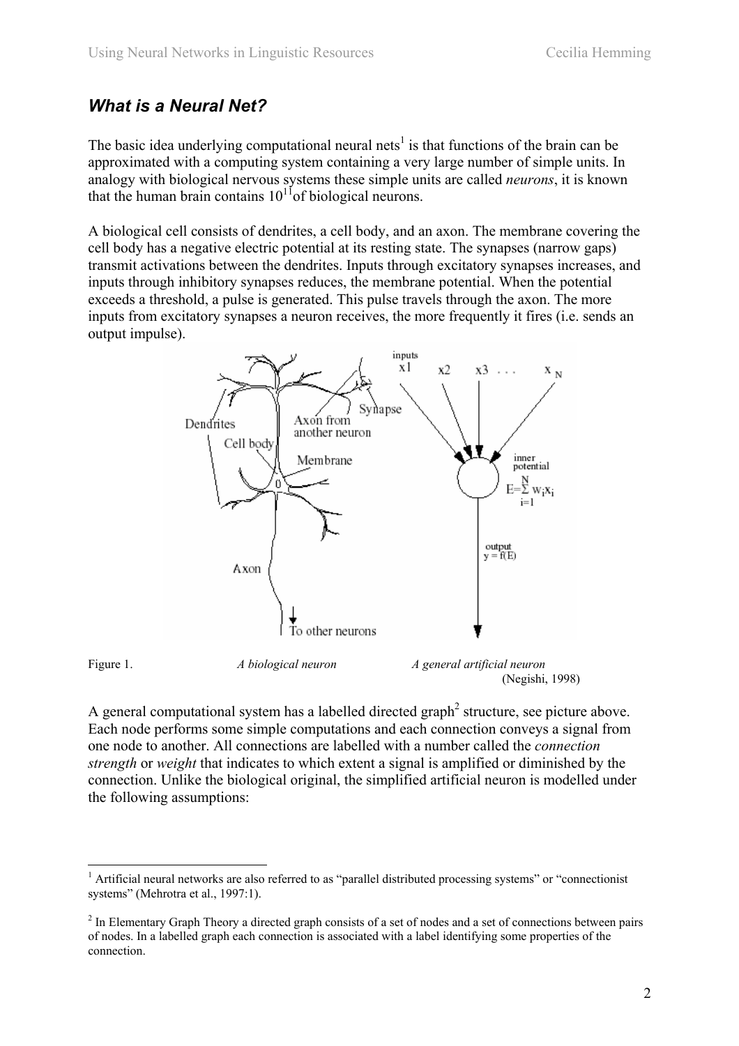## *What is a Neural Net?*

The basic idea underlying computational neural nets[1] is that functions of the brain can be approximated with a computing system containing a very large number of simple units. In analogy with biological nervous systems these simple units are called *neurons*, it is known that the human brain contains $10^{11}$ of biological neurons.

A biological cell consists of dendrites, a cell body, and an axon. The membrane covering the cell body has a negative electric potential at its resting state. The synapses (narrow gaps) transmit activations between the dendrites. Inputs through excitatory synapses increases, and inputs through inhibitory synapses reduces, the membrane potential. When the potential exceeds a threshold, a pulse is generated. This pulse travels through the axon. The more inputs from excitatory synapses a neuron receives, the more frequently it fires (i.e. sends an output impulse).

inputs
x1 x2 x3 . . . x N

Dendrites
Cell body
Axon from another neuron
Synapse
Membrane
inner potential
$E=\sum_{i=1}^{N} w_i x_i$
Axon
output
$y = f(E)$
To other neurons

Figure 1. *A biological neuron* *A general artificial neuron* (Negishi, 1998)

A general computational system has a labelled directed graph[2] structure, see picture above. Each node performs some simple computations and each connection conveys a signal from one node to another. All connections are labelled with a number called the *connection strength* or *weight* that indicates to which extent a signal is amplified or diminished by the connection. Unlike the biological original, the simplified artificial neuron is modelled under the following assumptions:

---

[1] Artificial neural networks are also referred to as "parallel distributed processing systems" or "connectionist systems" (Mehrotra et al., 1997:1).

[2] In Elementary Graph Theory a directed graph consists of a set of nodes and a set of connections between pairs of nodes. In a labelled graph each connection is associated with a label identifying some properties of the connection.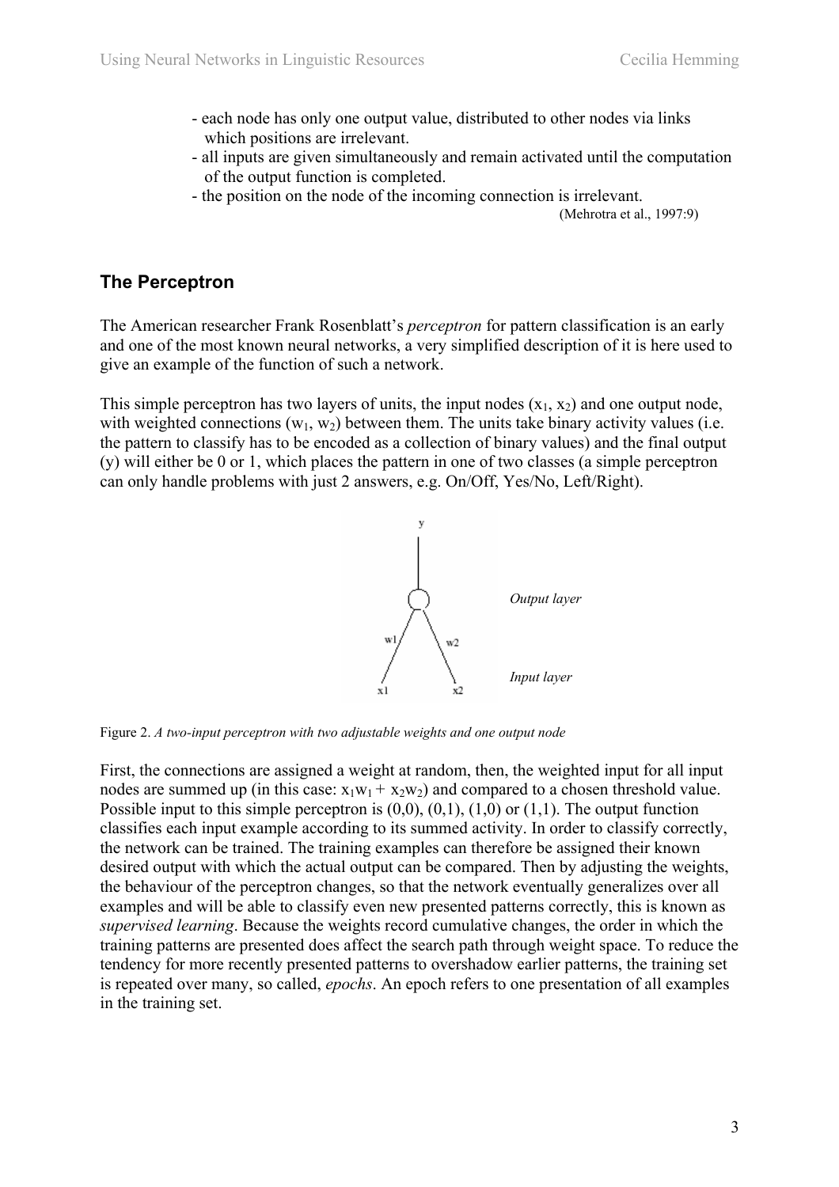- each node has only one output value, distributed to other nodes via links which positions are irrelevant.
- all inputs are given simultaneously and remain activated until the computation of the output function is completed.
- the position on the node of the incoming connection is irrelevant.

(Mehrotra et al., 1997:9)

## The Perceptron

The American researcher Frank Rosenblatt's *perceptron* for pattern classification is an early and one of the most known neural networks, a very simplified description of it is here used to give an example of the function of such a network.

This simple perceptron has two layers of units, the input nodes ($x_1$, $x_2$) and one output node, with weighted connections ($w_1$, $w_2$) between them. The units take binary activity values (i.e. the pattern to classify has to be encoded as a collection of binary values) and the final output (y) will either be 0 or 1, which places the pattern in one of two classes (a simple perceptron can only handle problems with just 2 answers, e.g. On/Off, Yes/No, Left/Right).

y

w1

w2

x1

x2

*Output layer*

*Input layer*

Figure 2. *A two-input perceptron with two adjustable weights and one output node*

First, the connections are assigned a weight at random, then, the weighted input for all input nodes are summed up (in this case: $x_1w_1 + x_2w_2$) and compared to a chosen threshold value. Possible input to this simple perceptron is (0,0), (0,1), (1,0) or (1,1). The output function classifies each input example according to its summed activity. In order to classify correctly, the network can be trained. The training examples can therefore be assigned their known desired output with which the actual output can be compared. Then by adjusting the weights, the behaviour of the perceptron changes, so that the network eventually generalizes over all examples and will be able to classify even new presented patterns correctly, this is known as *supervised learning*. Because the weights record cumulative changes, the order in which the training patterns are presented does affect the search path through weight space. To reduce the tendency for more recently presented patterns to overshadow earlier patterns, the training set is repeated over many, so called, *epochs*. An epoch refers to one presentation of all examples in the training set.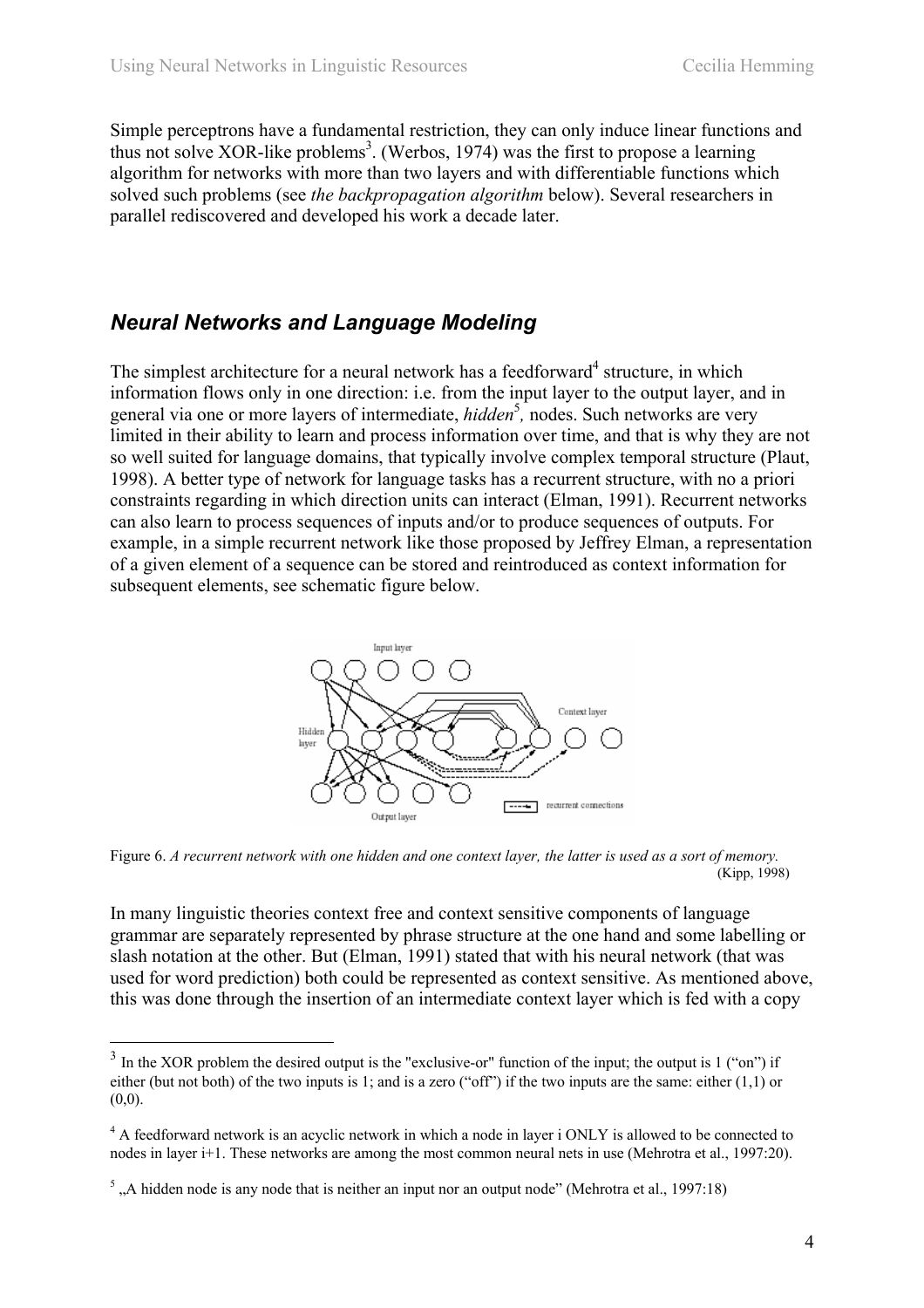Simple perceptrons have a fundamental restriction, they can only induce linear functions and thus not solve XOR-like problems[3]. (Werbos, 1974) was the first to propose a learning algorithm for networks with more than two layers and with differentiable functions which solved such problems (see *the backpropagation algorithm* below). Several researchers in parallel rediscovered and developed his work a decade later.

## *Neural Networks and Language Modeling*

The simplest architecture for a neural network has a feedforward[4] structure, in which information flows only in one direction: i.e. from the input layer to the output layer, and in general via one or more layers of intermediate, *hidden*[5], nodes. Such networks are very limited in their ability to learn and process information over time, and that is why they are not so well suited for language domains, that typically involve complex temporal structure (Plaut, 1998). A better type of network for language tasks has a recurrent structure, with no a priori constraints regarding in which direction units can interact (Elman, 1991). Recurrent networks can also learn to process sequences of inputs and/or to produce sequences of outputs. For example, in a simple recurrent network like those proposed by Jeffrey Elman, a representation of a given element of a sequence can be stored and reintroduced as context information for subsequent elements, see schematic figure below.

Input layer

Context layer

Hidden layer

Output layer

recurrent connections

Figure 6. *A recurrent network with one hidden and one context layer, the latter is used as a sort of memory.* (Kipp, 1998)

In many linguistic theories context free and context sensitive components of language grammar are separately represented by phrase structure at the one hand and some labelling or slash notation at the other. But (Elman, 1991) stated that with his neural network (that was used for word prediction) both could be represented as context sensitive. As mentioned above, this was done through the insertion of an intermediate context layer which is fed with a copy

---

[3] In the XOR problem the desired output is the "exclusive-or" function of the input; the output is 1 ("on") if either (but not both) of the two inputs is 1; and is a zero ("off") if the two inputs are the same: either (1,1) or (0,0).

[4] A feedforward network is an acyclic network in which a node in layer i ONLY is allowed to be connected to nodes in layer i+1. These networks are among the most common neural nets in use (Mehrotra et al., 1997:20).

[5] „A hidden node is any node that is neither an input nor an output node" (Mehrotra et al., 1997:18)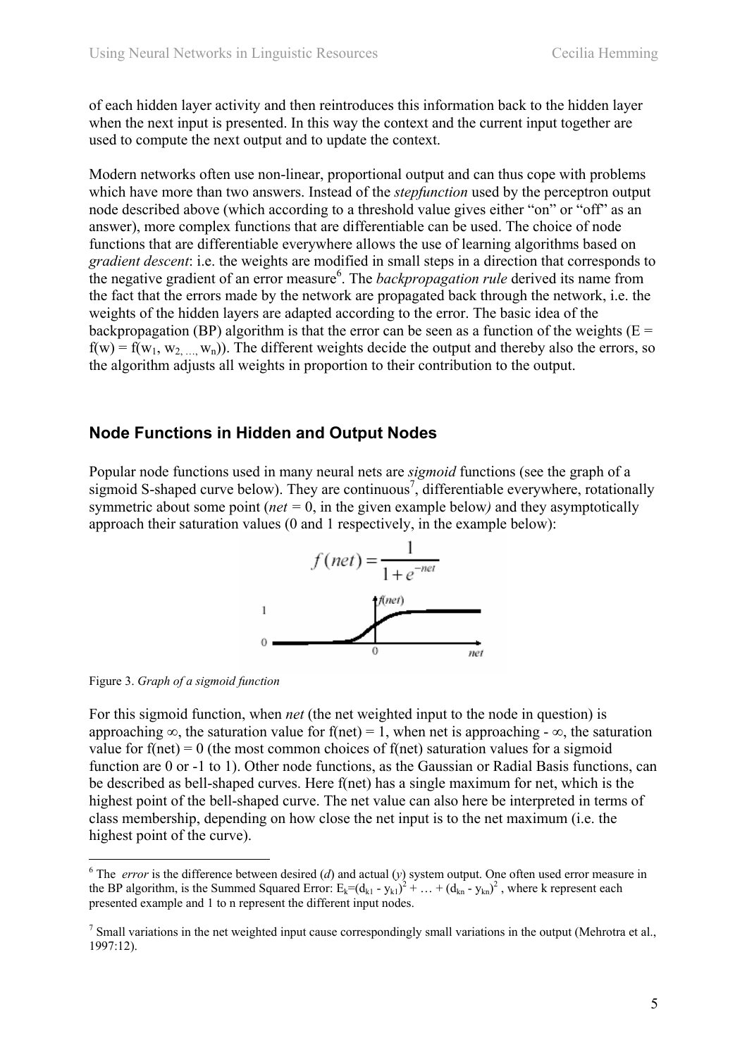of each hidden layer activity and then reintroduces this information back to the hidden layer when the next input is presented. In this way the context and the current input together are used to compute the next output and to update the context.

Modern networks often use non-linear, proportional output and can thus cope with problems which have more than two answers. Instead of the *stepfunction* used by the perceptron output node described above (which according to a threshold value gives either "on" or "off" as an answer), more complex functions that are differentiable can be used. The choice of node functions that are differentiable everywhere allows the use of learning algorithms based on *gradient descent*: i.e. the weights are modified in small steps in a direction that corresponds to the negative gradient of an error measure[6]. The *backpropagation rule* derived its name from the fact that the errors made by the network are propagated back through the network, i.e. the weights of the hidden layers are adapted according to the error. The basic idea of the backpropagation (BP) algorithm is that the error can be seen as a function of the weights ($E = f(w) = f(w_1, w_{2, \ldots,} w_n)$). The different weights decide the output and thereby also the errors, so the algorithm adjusts all weights in proportion to their contribution to the output.

## Node Functions in Hidden and Output Nodes

Popular node functions used in many neural nets are *sigmoid* functions (see the graph of a sigmoid S-shaped curve below). They are continuous[7], differentiable everywhere, rotationally symmetric about some point (*net* = 0, in the given example below) and they asymptotically approach their saturation values (0 and 1 respectively, in the example below):

$$f(net) = \frac{1}{1 + e^{-net}}$$

Figure 3. *Graph of a sigmoid function*

For this sigmoid function, when *net* (the net weighted input to the node in question) is approaching $\infty$, the saturation value for f(net) = 1, when net is approaching - $\infty$, the saturation value for f(net) = 0 (the most common choices of f(net) saturation values for a sigmoid function are 0 or -1 to 1). Other node functions, as the Gaussian or Radial Basis functions, can be described as bell-shaped curves. Here f(net) has a single maximum for net, which is the highest point of the bell-shaped curve. The net value can also here be interpreted in terms of class membership, depending on how close the net input is to the net maximum (i.e. the highest point of the curve).

---

[6] The *error* is the difference between desired (*d*) and actual (*y*) system output. One often used error measure in the BP algorithm, is the Summed Squared Error: $E_k=(d_{k1} - y_{k1})^2 + \ldots + (d_{kn} - y_{kn})^2$ , where k represent each presented example and 1 to n represent the different input nodes.

[7] Small variations in the net weighted input cause correspondingly small variations in the output (Mehrotra et al., 1997:12).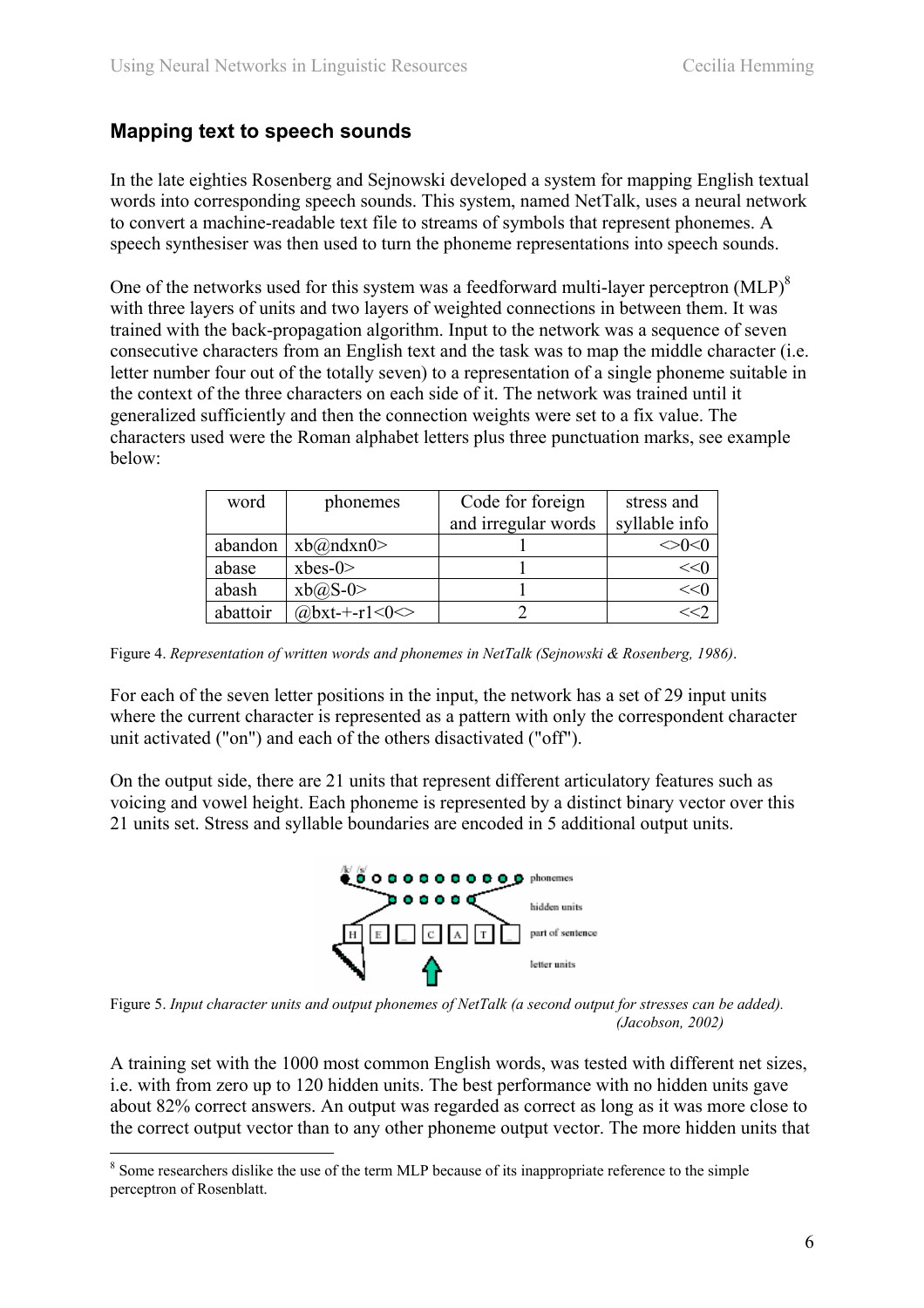## Mapping text to speech sounds

In the late eighties Rosenberg and Sejnowski developed a system for mapping English textual words into corresponding speech sounds. This system, named NetTalk, uses a neural network to convert a machine-readable text file to streams of symbols that represent phonemes. A speech synthesiser was then used to turn the phoneme representations into speech sounds.

One of the networks used for this system was a feedforward multi-layer perceptron (MLP)[8] with three layers of units and two layers of weighted connections in between them. It was trained with the back-propagation algorithm. Input to the network was a sequence of seven consecutive characters from an English text and the task was to map the middle character (i.e. letter number four out of the totally seven) to a representation of a single phoneme suitable in the context of the three characters on each side of it. The network was trained until it generalized sufficiently and then the connection weights were set to a fix value. The characters used were the Roman alphabet letters plus three punctuation marks, see example below:

| word | phonemes | Code for foreign and irregular words | stress and syllable info |
|---|---|---|---|
| abandon | xb@ndxn0> | 1 | <>0<0 |
| abase | xbes-0> | 1 | <<0 |
| abash | xb@S-0> | 1 | <<0 |
| abattoir | @bxt-+-r1<0<> | 2 | <<2 |

Figure 4. *Representation of written words and phonemes in NetTalk (Sejnowski & Rosenberg, 1986).*

For each of the seven letter positions in the input, the network has a set of 29 input units where the current character is represented as a pattern with only the correspondent character unit activated ("on") and each of the others disactivated ("off").

On the output side, there are 21 units that represent different articulatory features such as voicing and vowel height. Each phoneme is represented by a distinct binary vector over this 21 units set. Stress and syllable boundaries are encoded in 5 additional output units.

/k/ /s/

phonemes

hidden units

H E _ C A T _

part of sentence

letter units

Figure 5. *Input character units and output phonemes of NetTalk (a second output for stresses can be added). (Jacobson, 2002)*

A training set with the 1000 most common English words, was tested with different net sizes, i.e. with from zero up to 120 hidden units. The best performance with no hidden units gave about 82% correct answers. An output was regarded as correct as long as it was more close to the correct output vector than to any other phoneme output vector. The more hidden units that

[8] Some researchers dislike the use of the term MLP because of its inappropriate reference to the simple perceptron of Rosenblatt.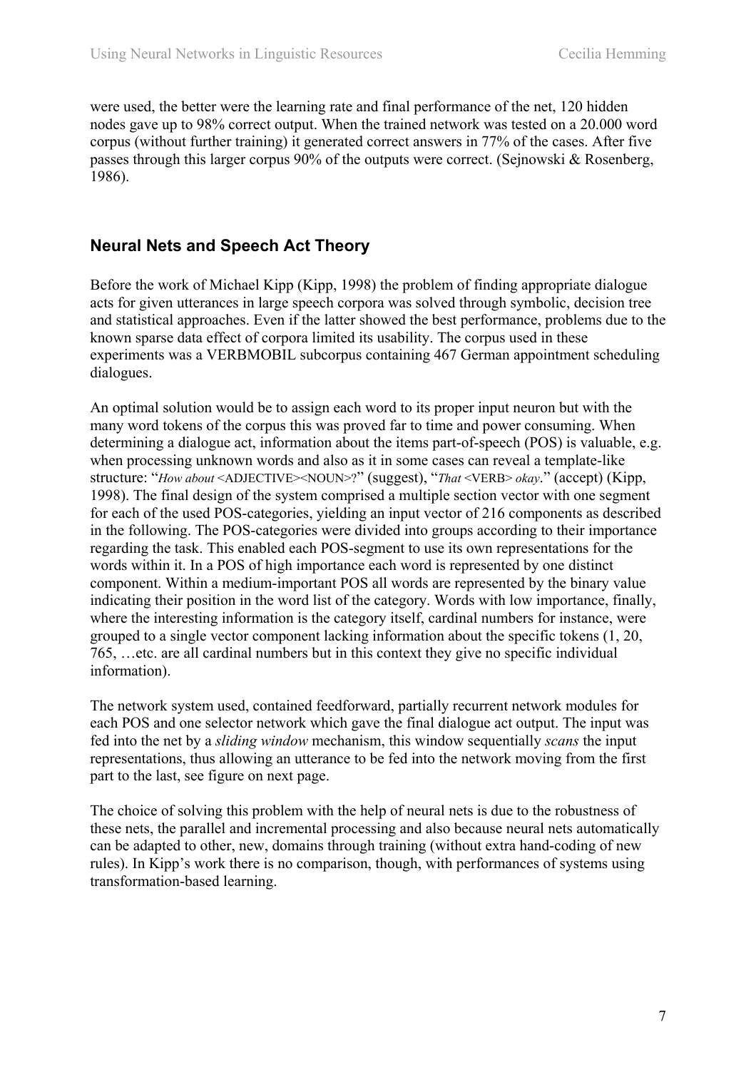were used, the better were the learning rate and final performance of the net, 120 hidden nodes gave up to 98% correct output. When the trained network was tested on a 20.000 word corpus (without further training) it generated correct answers in 77% of the cases. After five passes through this larger corpus 90% of the outputs were correct. (Sejnowski & Rosenberg, 1986).

## Neural Nets and Speech Act Theory

Before the work of Michael Kipp (Kipp, 1998) the problem of finding appropriate dialogue acts for given utterances in large speech corpora was solved through symbolic, decision tree and statistical approaches. Even if the latter showed the best performance, problems due to the known sparse data effect of corpora limited its usability. The corpus used in these experiments was a VERBMOBIL subcorpus containing 467 German appointment scheduling dialogues.

An optimal solution would be to assign each word to its proper input neuron but with the many word tokens of the corpus this was proved far to time and power consuming. When determining a dialogue act, information about the items part-of-speech (POS) is valuable, e.g. when processing unknown words and also as it in some cases can reveal a template-like structure: "*How about* <ADJECTIVE><NOUN>?" (suggest), "*That* <VERB> *okay*." (accept) (Kipp, 1998). The final design of the system comprised a multiple section vector with one segment for each of the used POS-categories, yielding an input vector of 216 components as described in the following. The POS-categories were divided into groups according to their importance regarding the task. This enabled each POS-segment to use its own representations for the words within it. In a POS of high importance each word is represented by one distinct component. Within a medium-important POS all words are represented by the binary value indicating their position in the word list of the category. Words with low importance, finally, where the interesting information is the category itself, cardinal numbers for instance, were grouped to a single vector component lacking information about the specific tokens (1, 20, 765, …etc. are all cardinal numbers but in this context they give no specific individual information).

The network system used, contained feedforward, partially recurrent network modules for each POS and one selector network which gave the final dialogue act output. The input was fed into the net by a *sliding window* mechanism, this window sequentially *scans* the input representations, thus allowing an utterance to be fed into the network moving from the first part to the last, see figure on next page.

The choice of solving this problem with the help of neural nets is due to the robustness of these nets, the parallel and incremental processing and also because neural nets automatically can be adapted to other, new, domains through training (without extra hand-coding of new rules). In Kipp's work there is no comparison, though, with performances of systems using transformation-based learning.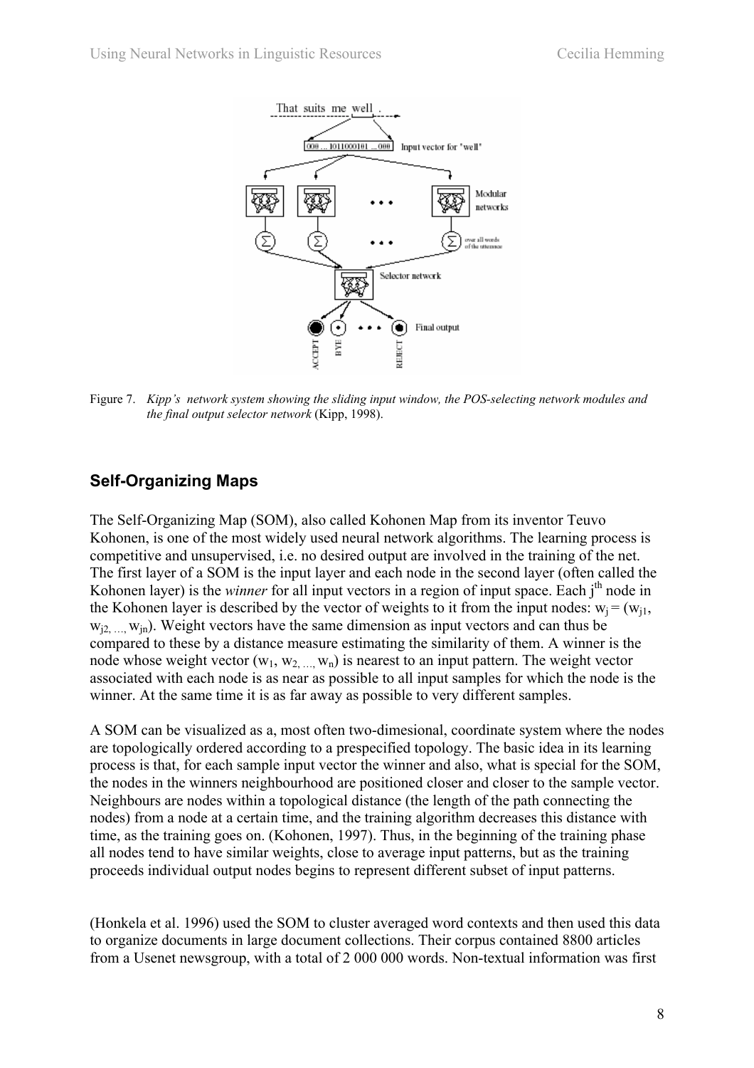That suits me well .

Input vector for "well"

Modular networks

over all words of the utterance

Selector network

Final output

ACCEPT

BYE

REJECT

Figure 7. *Kipp's network system showing the sliding input window, the POS-selecting network modules and the final output selector network* (Kipp, 1998).

## Self-Organizing Maps

The Self-Organizing Map (SOM), also called Kohonen Map from its inventor Teuvo Kohonen, is one of the most widely used neural network algorithms. The learning process is competitive and unsupervised, i.e. no desired output are involved in the training of the net. The first layer of a SOM is the input layer and each node in the second layer (often called the Kohonen layer) is the *winner* for all input vectors in a region of input space. Each $j^{th}$ node in the Kohonen layer is described by the vector of weights to it from the input nodes: $w_j = (w_{j1}, w_{j2, \ldots,} w_{jn})$. Weight vectors have the same dimension as input vectors and can thus be compared to these by a distance measure estimating the similarity of them. A winner is the node whose weight vector $(w_1, w_{2, \ldots,} w_n)$ is nearest to an input pattern. The weight vector associated with each node is as near as possible to all input samples for which the node is the winner. At the same time it is as far away as possible to very different samples.

A SOM can be visualized as a, most often two-dimesional, coordinate system where the nodes are topologically ordered according to a prespecified topology. The basic idea in its learning process is that, for each sample input vector the winner and also, what is special for the SOM, the nodes in the winners neighbourhood are positioned closer and closer to the sample vector. Neighbours are nodes within a topological distance (the length of the path connecting the nodes) from a node at a certain time, and the training algorithm decreases this distance with time, as the training goes on. (Kohonen, 1997). Thus, in the beginning of the training phase all nodes tend to have similar weights, close to average input patterns, but as the training proceeds individual output nodes begins to represent different subset of input patterns.

(Honkela et al. 1996) used the SOM to cluster averaged word contexts and then used this data to organize documents in large document collections. Their corpus contained 8800 articles from a Usenet newsgroup, with a total of 2 000 000 words. Non-textual information was first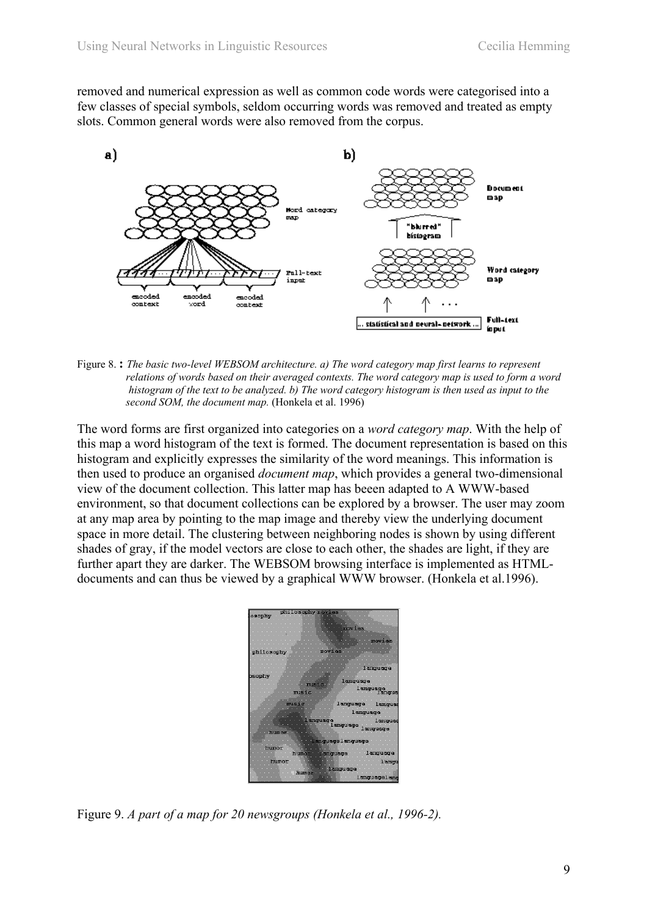removed and numerical expression as well as common code words were categorised into a few classes of special symbols, seldom occurring words was removed and treated as empty slots. Common general words were also removed from the corpus.

a)

Word category map

Full-text input

encoded context | encoded word | encoded context

b)

Document map

"blurred" histogram

Word category map

... statistical and neural-network ...

Full-text input

Figure 8. **:** *The basic two-level WEBSOM architecture. a) The word category map first learns to represent relations of words based on their averaged contexts. The word category map is used to form a word histogram of the text to be analyzed. b) The word category histogram is then used as input to the second SOM, the document map.* (Honkela et al. 1996)

The word forms are first organized into categories on a *word category map*. With the help of this map a word histogram of the text is formed. The document representation is based on this histogram and explicitly expresses the similarity of the word meanings. This information is then used to produce an organised *document map*, which provides a general two-dimensional view of the document collection. This latter map has beeen adapted to A WWW-based environment, so that document collections can be explored by a browser. The user may zoom at any map area by pointing to the map image and thereby view the underlying document space in more detail. The clustering between neighboring nodes is shown by using different shades of gray, if the model vectors are close to each other, the shades are light, if they are further apart they are darker. The WEBSOM browsing interface is implemented as HTML-documents and can thus be viewed by a graphical WWW browser. (Honkela et al.1996).

Figure 9. *A part of a map for 20 newsgroups (Honkela et al., 1996-2).*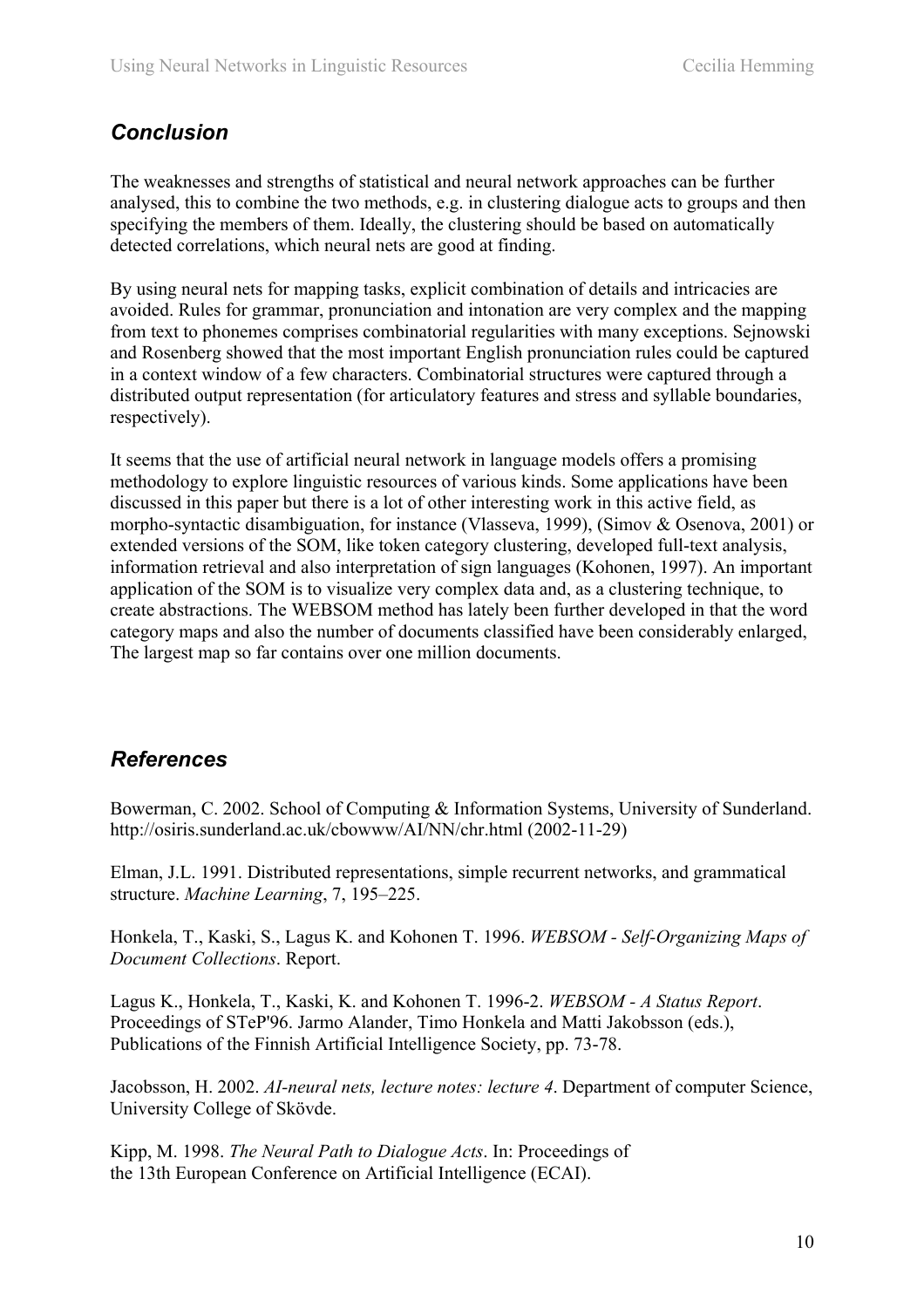## *Conclusion*

The weaknesses and strengths of statistical and neural network approaches can be further analysed, this to combine the two methods, e.g. in clustering dialogue acts to groups and then specifying the members of them. Ideally, the clustering should be based on automatically detected correlations, which neural nets are good at finding.

By using neural nets for mapping tasks, explicit combination of details and intricacies are avoided. Rules for grammar, pronunciation and intonation are very complex and the mapping from text to phonemes comprises combinatorial regularities with many exceptions. Sejnowski and Rosenberg showed that the most important English pronunciation rules could be captured in a context window of a few characters. Combinatorial structures were captured through a distributed output representation (for articulatory features and stress and syllable boundaries, respectively).

It seems that the use of artificial neural network in language models offers a promising methodology to explore linguistic resources of various kinds. Some applications have been discussed in this paper but there is a lot of other interesting work in this active field, as morpho-syntactic disambiguation, for instance (Vlasseva, 1999), (Simov & Osenova, 2001) or extended versions of the SOM, like token category clustering, developed full-text analysis, information retrieval and also interpretation of sign languages (Kohonen, 1997). An important application of the SOM is to visualize very complex data and, as a clustering technique, to create abstractions. The WEBSOM method has lately been further developed in that the word category maps and also the number of documents classified have been considerably enlarged, The largest map so far contains over one million documents.

## *References*

Bowerman, C. 2002. School of Computing & Information Systems, University of Sunderland. http://osiris.sunderland.ac.uk/cbowww/AI/NN/chr.html (2002-11-29)

Elman, J.L. 1991. Distributed representations, simple recurrent networks, and grammatical structure. *Machine Learning*, 7, 195–225.

Honkela, T., Kaski, S., Lagus K. and Kohonen T. 1996. *WEBSOM - Self-Organizing Maps of Document Collections*. Report.

Lagus K., Honkela, T., Kaski, K. and Kohonen T. 1996-2. *WEBSOM - A Status Report*. Proceedings of STeP'96. Jarmo Alander, Timo Honkela and Matti Jakobsson (eds.), Publications of the Finnish Artificial Intelligence Society, pp. 73-78.

Jacobsson, H. 2002. *AI-neural nets, lecture notes: lecture 4*. Department of computer Science, University College of Skövde.

Kipp, M. 1998. *The Neural Path to Dialogue Acts*. In: Proceedings of the 13th European Conference on Artificial Intelligence (ECAI).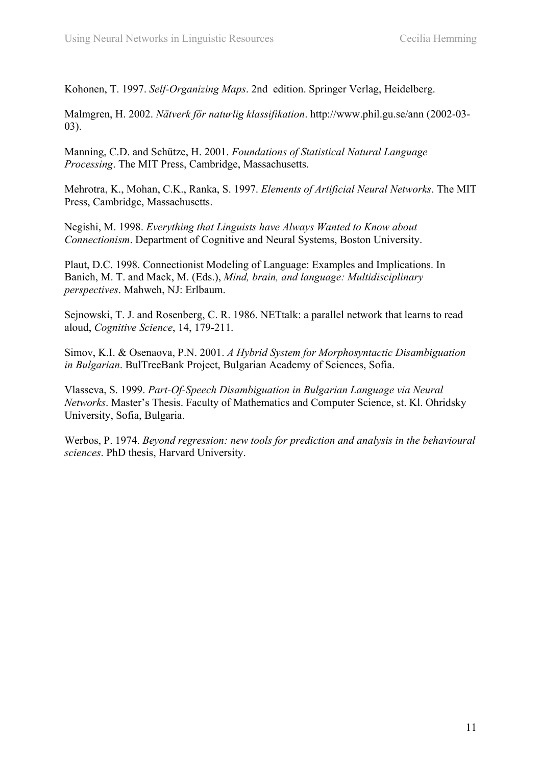Kohonen, T. 1997. *Self-Organizing Maps*. 2nd edition. Springer Verlag, Heidelberg.

Malmgren, H. 2002. *Nätverk för naturlig klassifikation*. http://www.phil.gu.se/ann (2002-03-03).

Manning, C.D. and Schütze, H. 2001. *Foundations of Statistical Natural Language Processing*. The MIT Press, Cambridge, Massachusetts.

Mehrotra, K., Mohan, C.K., Ranka, S. 1997. *Elements of Artificial Neural Networks*. The MIT Press, Cambridge, Massachusetts.

Negishi, M. 1998. *Everything that Linguists have Always Wanted to Know about Connectionism*. Department of Cognitive and Neural Systems, Boston University.

Plaut, D.C. 1998. Connectionist Modeling of Language: Examples and Implications. In Banich, M. T. and Mack, M. (Eds.), *Mind, brain, and language: Multidisciplinary perspectives*. Mahweh, NJ: Erlbaum.

Sejnowski, T. J. and Rosenberg, C. R. 1986. NETtalk: a parallel network that learns to read aloud, *Cognitive Science*, 14, 179-211.

Simov, K.I. & Osenaova, P.N. 2001. *A Hybrid System for Morphosyntactic Disambiguation in Bulgarian*. BulTreeBank Project, Bulgarian Academy of Sciences, Sofia.

Vlasseva, S. 1999. *Part-Of-Speech Disambiguation in Bulgarian Language via Neural Networks*. Master's Thesis. Faculty of Mathematics and Computer Science, st. Kl. Ohridsky University, Sofia, Bulgaria.

Werbos, P. 1974. *Beyond regression: new tools for prediction and analysis in the behavioural sciences*. PhD thesis, Harvard University.